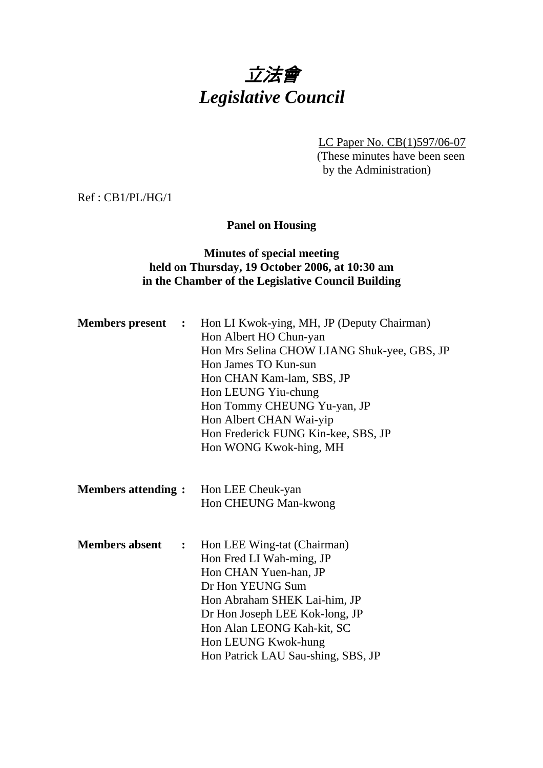# *立法會*
# *Legislative Council*

LC Paper No. CB(1)597/06-07
(These minutes have been seen by the Administration)

Ref : CB1/PL/HG/1

**Panel on Housing**

**Minutes of special meeting**
**held on Thursday, 19 October 2006, at 10:30 am**
**in the Chamber of the Legislative Council Building**

**Members present :**
Hon LI Kwok-ying, MH, JP (Deputy Chairman)
Hon Albert HO Chun-yan
Hon Mrs Selina CHOW LIANG Shuk-yee, GBS, JP
Hon James TO Kun-sun
Hon CHAN Kam-lam, SBS, JP
Hon LEUNG Yiu-chung
Hon Tommy CHEUNG Yu-yan, JP
Hon Albert CHAN Wai-yip
Hon Frederick FUNG Kin-kee, SBS, JP
Hon WONG Kwok-hing, MH

**Members attending :**
Hon LEE Cheuk-yan
Hon CHEUNG Man-kwong

**Members absent :**
Hon LEE Wing-tat (Chairman)
Hon Fred LI Wah-ming, JP
Hon CHAN Yuen-han, JP
Dr Hon YEUNG Sum
Hon Abraham SHEK Lai-him, JP
Dr Hon Joseph LEE Kok-long, JP
Hon Alan LEONG Kah-kit, SC
Hon LEUNG Kwok-hung
Hon Patrick LAU Sau-shing, SBS, JP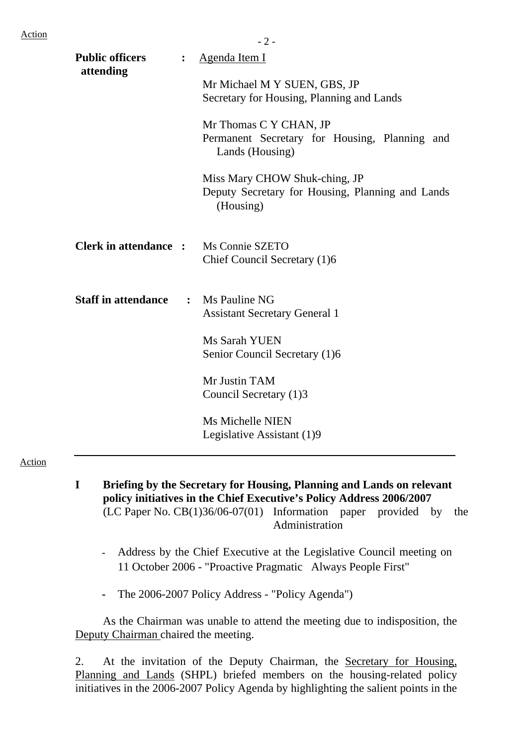**Public officers attending** : <u>Agenda Item I</u>

Mr Michael M Y SUEN, GBS, JP
Secretary for Housing, Planning and Lands

Mr Thomas C Y CHAN, JP
Permanent Secretary for Housing, Planning and Lands (Housing)

Miss Mary CHOW Shuk-ching, JP
Deputy Secretary for Housing, Planning and Lands (Housing)

**Clerk in attendance** : Ms Connie SZETO
Chief Council Secretary (1)6

**Staff in attendance** : Ms Pauline NG
Assistant Secretary General 1

Ms Sarah YUEN
Senior Council Secretary (1)6

Mr Justin TAM
Council Secretary (1)3

Ms Michelle NIEN
Legislative Assistant (1)9

---

Action

**I Briefing by the Secretary for Housing, Planning and Lands on relevant policy initiatives in the Chief Executive's Policy Address 2006/2007**
(LC Paper No. CB(1)36/06-07(01) Information paper provided by the Administration

- Address by the Chief Executive at the Legislative Council meeting on 11 October 2006 - "Proactive Pragmatic Always People First"

- The 2006-2007 Policy Address - "Policy Agenda")

As the Chairman was unable to attend the meeting due to indisposition, the <u>Deputy Chairman</u> chaired the meeting.

2. At the invitation of the Deputy Chairman, the <u>Secretary for Housing, Planning and Lands</u> (SHPL) briefed members on the housing-related policy initiatives in the 2006-2007 Policy Agenda by highlighting the salient points in the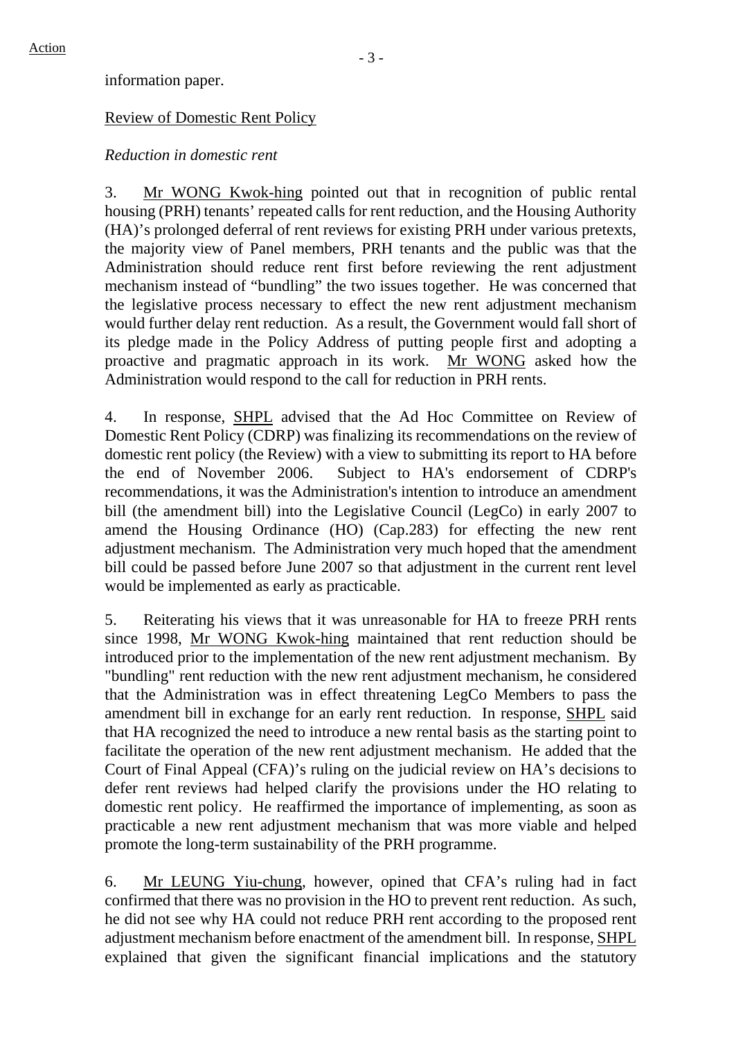information paper.

Review of Domestic Rent Policy

*Reduction in domestic rent*

3. Mr WONG Kwok-hing pointed out that in recognition of public rental housing (PRH) tenants' repeated calls for rent reduction, and the Housing Authority (HA)'s prolonged deferral of rent reviews for existing PRH under various pretexts, the majority view of Panel members, PRH tenants and the public was that the Administration should reduce rent first before reviewing the rent adjustment mechanism instead of "bundling" the two issues together. He was concerned that the legislative process necessary to effect the new rent adjustment mechanism would further delay rent reduction. As a result, the Government would fall short of its pledge made in the Policy Address of putting people first and adopting a proactive and pragmatic approach in its work. Mr WONG asked how the Administration would respond to the call for reduction in PRH rents.

4. In response, SHPL advised that the Ad Hoc Committee on Review of Domestic Rent Policy (CDRP) was finalizing its recommendations on the review of domestic rent policy (the Review) with a view to submitting its report to HA before the end of November 2006. Subject to HA's endorsement of CDRP's recommendations, it was the Administration's intention to introduce an amendment bill (the amendment bill) into the Legislative Council (LegCo) in early 2007 to amend the Housing Ordinance (HO) (Cap.283) for effecting the new rent adjustment mechanism. The Administration very much hoped that the amendment bill could be passed before June 2007 so that adjustment in the current rent level would be implemented as early as practicable.

5. Reiterating his views that it was unreasonable for HA to freeze PRH rents since 1998, Mr WONG Kwok-hing maintained that rent reduction should be introduced prior to the implementation of the new rent adjustment mechanism. By "bundling" rent reduction with the new rent adjustment mechanism, he considered that the Administration was in effect threatening LegCo Members to pass the amendment bill in exchange for an early rent reduction. In response, SHPL said that HA recognized the need to introduce a new rental basis as the starting point to facilitate the operation of the new rent adjustment mechanism. He added that the Court of Final Appeal (CFA)'s ruling on the judicial review on HA's decisions to defer rent reviews had helped clarify the provisions under the HO relating to domestic rent policy. He reaffirmed the importance of implementing, as soon as practicable a new rent adjustment mechanism that was more viable and helped promote the long-term sustainability of the PRH programme.

6. Mr LEUNG Yiu-chung, however, opined that CFA's ruling had in fact confirmed that there was no provision in the HO to prevent rent reduction. As such, he did not see why HA could not reduce PRH rent according to the proposed rent adjustment mechanism before enactment of the amendment bill. In response, SHPL explained that given the significant financial implications and the statutory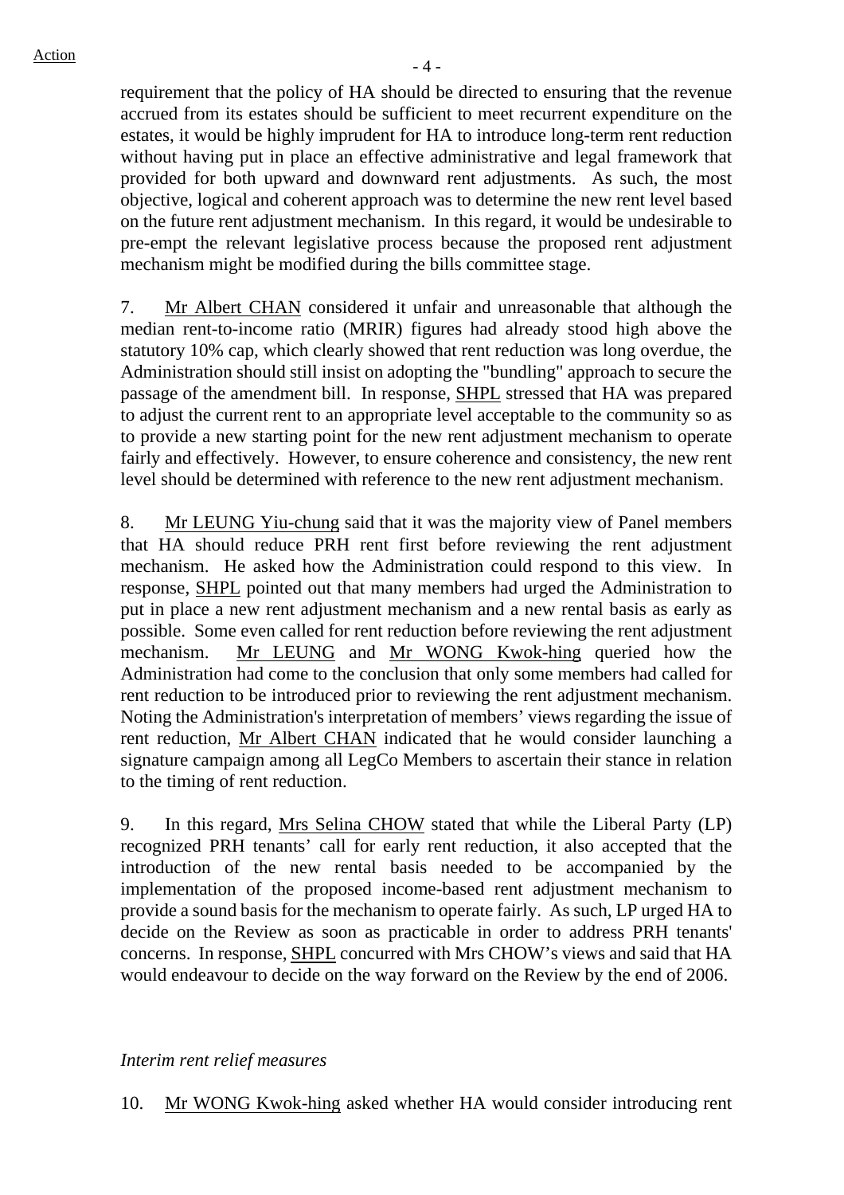requirement that the policy of HA should be directed to ensuring that the revenue accrued from its estates should be sufficient to meet recurrent expenditure on the estates, it would be highly imprudent for HA to introduce long-term rent reduction without having put in place an effective administrative and legal framework that provided for both upward and downward rent adjustments. As such, the most objective, logical and coherent approach was to determine the new rent level based on the future rent adjustment mechanism. In this regard, it would be undesirable to pre-empt the relevant legislative process because the proposed rent adjustment mechanism might be modified during the bills committee stage.

7. Mr Albert CHAN considered it unfair and unreasonable that although the median rent-to-income ratio (MRIR) figures had already stood high above the statutory 10% cap, which clearly showed that rent reduction was long overdue, the Administration should still insist on adopting the "bundling" approach to secure the passage of the amendment bill. In response, SHPL stressed that HA was prepared to adjust the current rent to an appropriate level acceptable to the community so as to provide a new starting point for the new rent adjustment mechanism to operate fairly and effectively. However, to ensure coherence and consistency, the new rent level should be determined with reference to the new rent adjustment mechanism.

8. Mr LEUNG Yiu-chung said that it was the majority view of Panel members that HA should reduce PRH rent first before reviewing the rent adjustment mechanism. He asked how the Administration could respond to this view. In response, SHPL pointed out that many members had urged the Administration to put in place a new rent adjustment mechanism and a new rental basis as early as possible. Some even called for rent reduction before reviewing the rent adjustment mechanism. Mr LEUNG and Mr WONG Kwok-hing queried how the Administration had come to the conclusion that only some members had called for rent reduction to be introduced prior to reviewing the rent adjustment mechanism. Noting the Administration's interpretation of members' views regarding the issue of rent reduction, Mr Albert CHAN indicated that he would consider launching a signature campaign among all LegCo Members to ascertain their stance in relation to the timing of rent reduction.

9. In this regard, Mrs Selina CHOW stated that while the Liberal Party (LP) recognized PRH tenants' call for early rent reduction, it also accepted that the introduction of the new rental basis needed to be accompanied by the implementation of the proposed income-based rent adjustment mechanism to provide a sound basis for the mechanism to operate fairly. As such, LP urged HA to decide on the Review as soon as practicable in order to address PRH tenants' concerns. In response, SHPL concurred with Mrs CHOW's views and said that HA would endeavour to decide on the way forward on the Review by the end of 2006.

*Interim rent relief measures*

10. Mr WONG Kwok-hing asked whether HA would consider introducing rent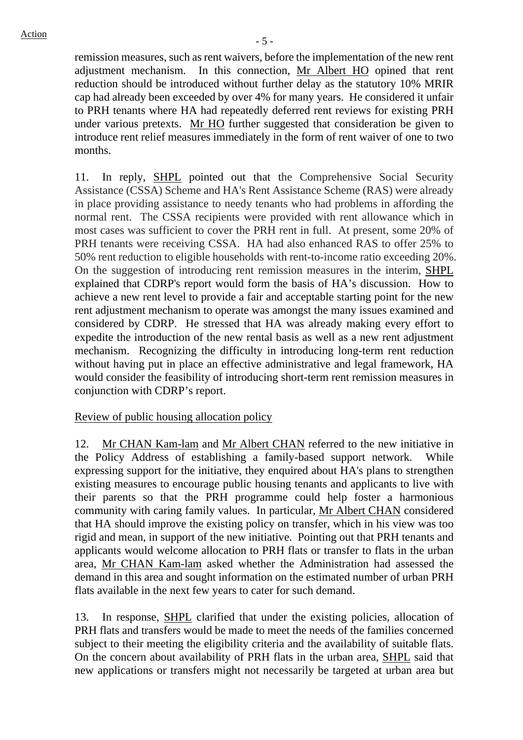remission measures, such as rent waivers, before the implementation of the new rent adjustment mechanism. In this connection, Mr Albert HO opined that rent reduction should be introduced without further delay as the statutory 10% MRIR cap had already been exceeded by over 4% for many years. He considered it unfair to PRH tenants where HA had repeatedly deferred rent reviews for existing PRH under various pretexts. Mr HO further suggested that consideration be given to introduce rent relief measures immediately in the form of rent waiver of one to two months.

11. In reply, SHPL pointed out that the Comprehensive Social Security Assistance (CSSA) Scheme and HA's Rent Assistance Scheme (RAS) were already in place providing assistance to needy tenants who had problems in affording the normal rent. The CSSA recipients were provided with rent allowance which in most cases was sufficient to cover the PRH rent in full. At present, some 20% of PRH tenants were receiving CSSA. HA had also enhanced RAS to offer 25% to 50% rent reduction to eligible households with rent-to-income ratio exceeding 20%. On the suggestion of introducing rent remission measures in the interim, SHPL explained that CDRP's report would form the basis of HA's discussion. How to achieve a new rent level to provide a fair and acceptable starting point for the new rent adjustment mechanism to operate was amongst the many issues examined and considered by CDRP. He stressed that HA was already making every effort to expedite the introduction of the new rental basis as well as a new rent adjustment mechanism. Recognizing the difficulty in introducing long-term rent reduction without having put in place an effective administrative and legal framework, HA would consider the feasibility of introducing short-term rent remission measures in conjunction with CDRP's report.

Review of public housing allocation policy

12. Mr CHAN Kam-lam and Mr Albert CHAN referred to the new initiative in the Policy Address of establishing a family-based support network. While expressing support for the initiative, they enquired about HA's plans to strengthen existing measures to encourage public housing tenants and applicants to live with their parents so that the PRH programme could help foster a harmonious community with caring family values. In particular, Mr Albert CHAN considered that HA should improve the existing policy on transfer, which in his view was too rigid and mean, in support of the new initiative. Pointing out that PRH tenants and applicants would welcome allocation to PRH flats or transfer to flats in the urban area, Mr CHAN Kam-lam asked whether the Administration had assessed the demand in this area and sought information on the estimated number of urban PRH flats available in the next few years to cater for such demand.

13. In response, SHPL clarified that under the existing policies, allocation of PRH flats and transfers would be made to meet the needs of the families concerned subject to their meeting the eligibility criteria and the availability of suitable flats. On the concern about availability of PRH flats in the urban area, SHPL said that new applications or transfers might not necessarily be targeted at urban area but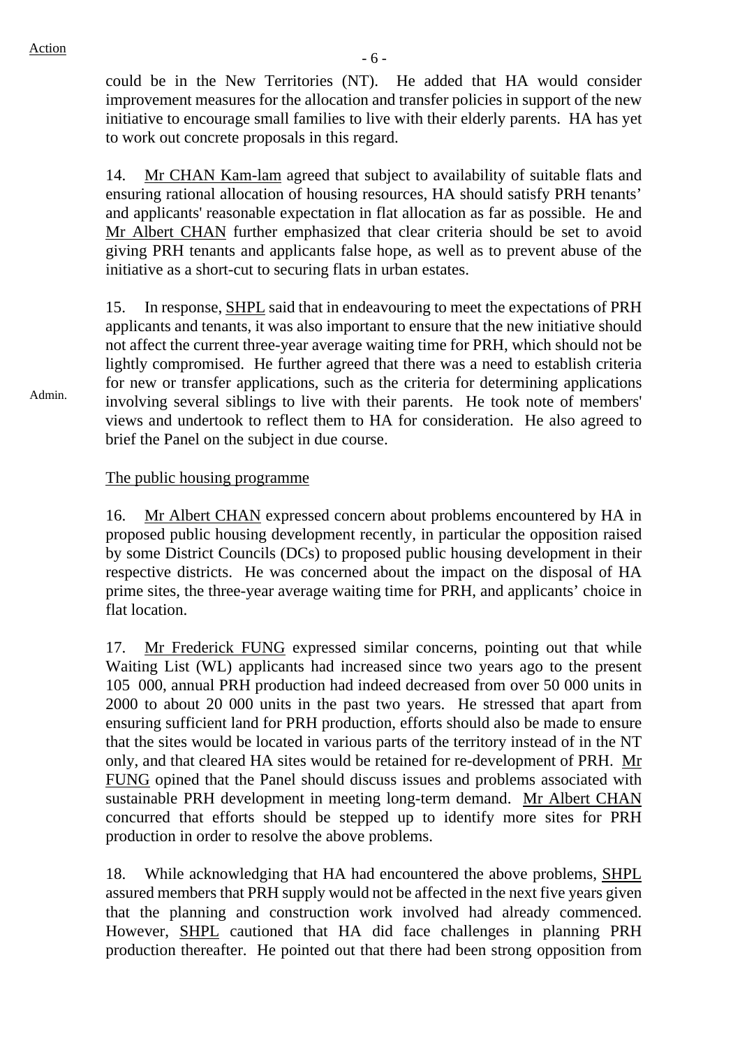could be in the New Territories (NT). He added that HA would consider improvement measures for the allocation and transfer policies in support of the new initiative to encourage small families to live with their elderly parents. HA has yet to work out concrete proposals in this regard.

14. Mr CHAN Kam-lam agreed that subject to availability of suitable flats and ensuring rational allocation of housing resources, HA should satisfy PRH tenants' and applicants' reasonable expectation in flat allocation as far as possible. He and Mr Albert CHAN further emphasized that clear criteria should be set to avoid giving PRH tenants and applicants false hope, as well as to prevent abuse of the initiative as a short-cut to securing flats in urban estates.

Admin.

15. In response, SHPL said that in endeavouring to meet the expectations of PRH applicants and tenants, it was also important to ensure that the new initiative should not affect the current three-year average waiting time for PRH, which should not be lightly compromised. He further agreed that there was a need to establish criteria for new or transfer applications, such as the criteria for determining applications involving several siblings to live with their parents. He took note of members' views and undertook to reflect them to HA for consideration. He also agreed to brief the Panel on the subject in due course.

The public housing programme

16. Mr Albert CHAN expressed concern about problems encountered by HA in proposed public housing development recently, in particular the opposition raised by some District Councils (DCs) to proposed public housing development in their respective districts. He was concerned about the impact on the disposal of HA prime sites, the three-year average waiting time for PRH, and applicants' choice in flat location.

17. Mr Frederick FUNG expressed similar concerns, pointing out that while Waiting List (WL) applicants had increased since two years ago to the present 105 000, annual PRH production had indeed decreased from over 50 000 units in 2000 to about 20 000 units in the past two years. He stressed that apart from ensuring sufficient land for PRH production, efforts should also be made to ensure that the sites would be located in various parts of the territory instead of in the NT only, and that cleared HA sites would be retained for re-development of PRH. Mr FUNG opined that the Panel should discuss issues and problems associated with sustainable PRH development in meeting long-term demand. Mr Albert CHAN concurred that efforts should be stepped up to identify more sites for PRH production in order to resolve the above problems.

18. While acknowledging that HA had encountered the above problems, SHPL assured members that PRH supply would not be affected in the next five years given that the planning and construction work involved had already commenced. However, SHPL cautioned that HA did face challenges in planning PRH production thereafter. He pointed out that there had been strong opposition from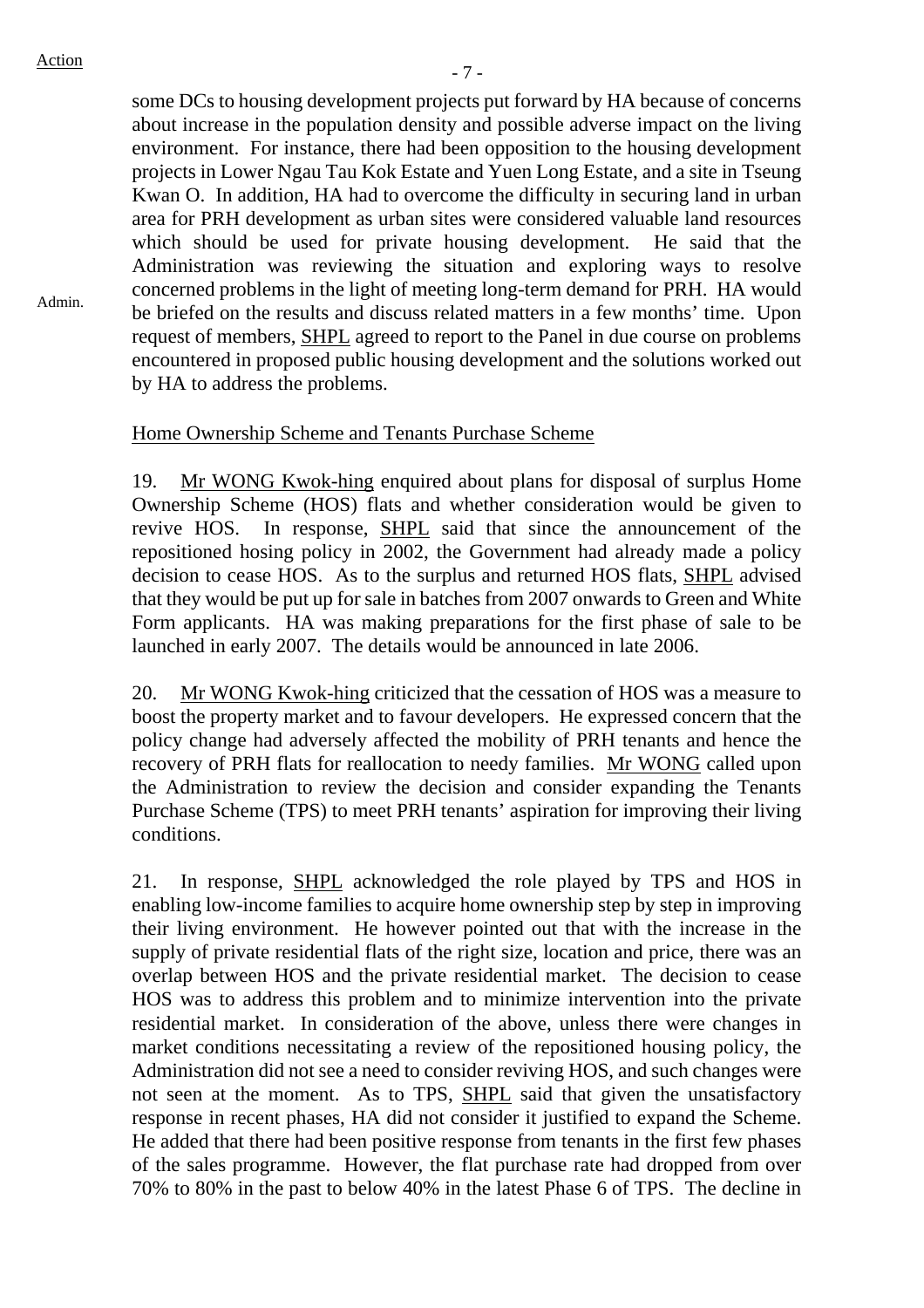Action

some DCs to housing development projects put forward by HA because of concerns about increase in the population density and possible adverse impact on the living environment. For instance, there had been opposition to the housing development projects in Lower Ngau Tau Kok Estate and Yuen Long Estate, and a site in Tseung Kwan O. In addition, HA had to overcome the difficulty in securing land in urban area for PRH development as urban sites were considered valuable land resources which should be used for private housing development. He said that the Administration was reviewing the situation and exploring ways to resolve concerned problems in the light of meeting long-term demand for PRH. HA would be briefed on the results and discuss related matters in a few months' time. Upon request of members, SHPL agreed to report to the Panel in due course on problems encountered in proposed public housing development and the solutions worked out by HA to address the problems.

Admin.

Home Ownership Scheme and Tenants Purchase Scheme

19. Mr WONG Kwok-hing enquired about plans for disposal of surplus Home Ownership Scheme (HOS) flats and whether consideration would be given to revive HOS. In response, SHPL said that since the announcement of the repositioned hosing policy in 2002, the Government had already made a policy decision to cease HOS. As to the surplus and returned HOS flats, SHPL advised that they would be put up for sale in batches from 2007 onwards to Green and White Form applicants. HA was making preparations for the first phase of sale to be launched in early 2007. The details would be announced in late 2006.

20. Mr WONG Kwok-hing criticized that the cessation of HOS was a measure to boost the property market and to favour developers. He expressed concern that the policy change had adversely affected the mobility of PRH tenants and hence the recovery of PRH flats for reallocation to needy families. Mr WONG called upon the Administration to review the decision and consider expanding the Tenants Purchase Scheme (TPS) to meet PRH tenants' aspiration for improving their living conditions.

21. In response, SHPL acknowledged the role played by TPS and HOS in enabling low-income families to acquire home ownership step by step in improving their living environment. He however pointed out that with the increase in the supply of private residential flats of the right size, location and price, there was an overlap between HOS and the private residential market. The decision to cease HOS was to address this problem and to minimize intervention into the private residential market. In consideration of the above, unless there were changes in market conditions necessitating a review of the repositioned housing policy, the Administration did not see a need to consider reviving HOS, and such changes were not seen at the moment. As to TPS, SHPL said that given the unsatisfactory response in recent phases, HA did not consider it justified to expand the Scheme. He added that there had been positive response from tenants in the first few phases of the sales programme. However, the flat purchase rate had dropped from over 70% to 80% in the past to below 40% in the latest Phase 6 of TPS. The decline in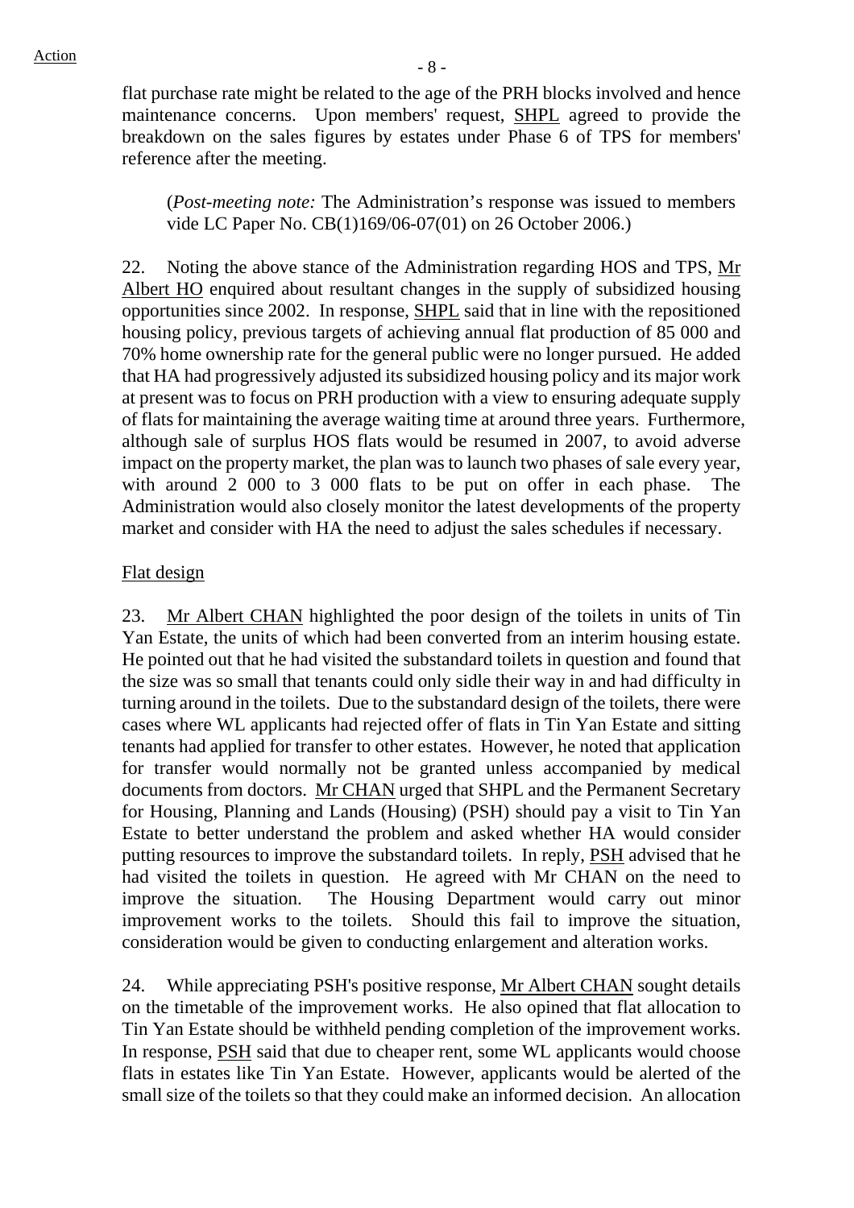flat purchase rate might be related to the age of the PRH blocks involved and hence maintenance concerns. Upon members' request, SHPL agreed to provide the breakdown on the sales figures by estates under Phase 6 of TPS for members' reference after the meeting.

(*Post-meeting note:* The Administration's response was issued to members vide LC Paper No. CB(1)169/06-07(01) on 26 October 2006.)

22. Noting the above stance of the Administration regarding HOS and TPS, Mr Albert HO enquired about resultant changes in the supply of subsidized housing opportunities since 2002. In response, SHPL said that in line with the repositioned housing policy, previous targets of achieving annual flat production of 85 000 and 70% home ownership rate for the general public were no longer pursued. He added that HA had progressively adjusted its subsidized housing policy and its major work at present was to focus on PRH production with a view to ensuring adequate supply of flats for maintaining the average waiting time at around three years. Furthermore, although sale of surplus HOS flats would be resumed in 2007, to avoid adverse impact on the property market, the plan was to launch two phases of sale every year, with around 2 000 to 3 000 flats to be put on offer in each phase. The Administration would also closely monitor the latest developments of the property market and consider with HA the need to adjust the sales schedules if necessary.

Flat design

23. Mr Albert CHAN highlighted the poor design of the toilets in units of Tin Yan Estate, the units of which had been converted from an interim housing estate. He pointed out that he had visited the substandard toilets in question and found that the size was so small that tenants could only sidle their way in and had difficulty in turning around in the toilets. Due to the substandard design of the toilets, there were cases where WL applicants had rejected offer of flats in Tin Yan Estate and sitting tenants had applied for transfer to other estates. However, he noted that application for transfer would normally not be granted unless accompanied by medical documents from doctors. Mr CHAN urged that SHPL and the Permanent Secretary for Housing, Planning and Lands (Housing) (PSH) should pay a visit to Tin Yan Estate to better understand the problem and asked whether HA would consider putting resources to improve the substandard toilets. In reply, PSH advised that he had visited the toilets in question. He agreed with Mr CHAN on the need to improve the situation. The Housing Department would carry out minor improvement works to the toilets. Should this fail to improve the situation, consideration would be given to conducting enlargement and alteration works.

24. While appreciating PSH's positive response, Mr Albert CHAN sought details on the timetable of the improvement works. He also opined that flat allocation to Tin Yan Estate should be withheld pending completion of the improvement works. In response, PSH said that due to cheaper rent, some WL applicants would choose flats in estates like Tin Yan Estate. However, applicants would be alerted of the small size of the toilets so that they could make an informed decision. An allocation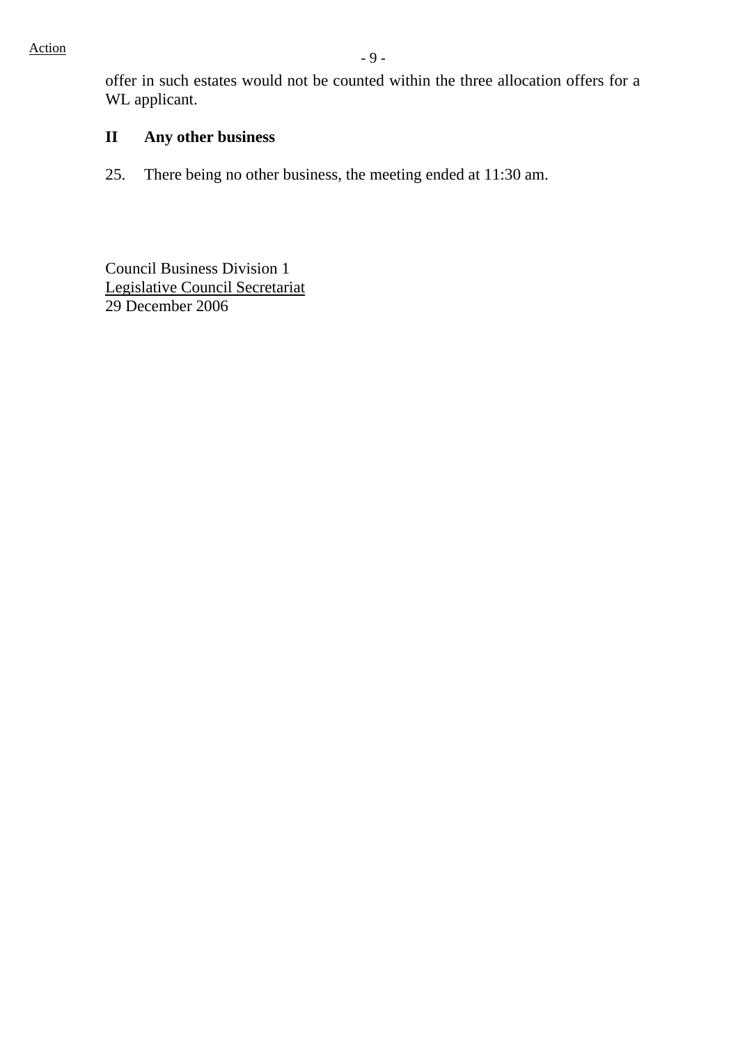offer in such estates would not be counted within the three allocation offers for a WL applicant.

## II Any other business

25. There being no other business, the meeting ended at 11:30 am.

Council Business Division 1
Legislative Council Secretariat
29 December 2006